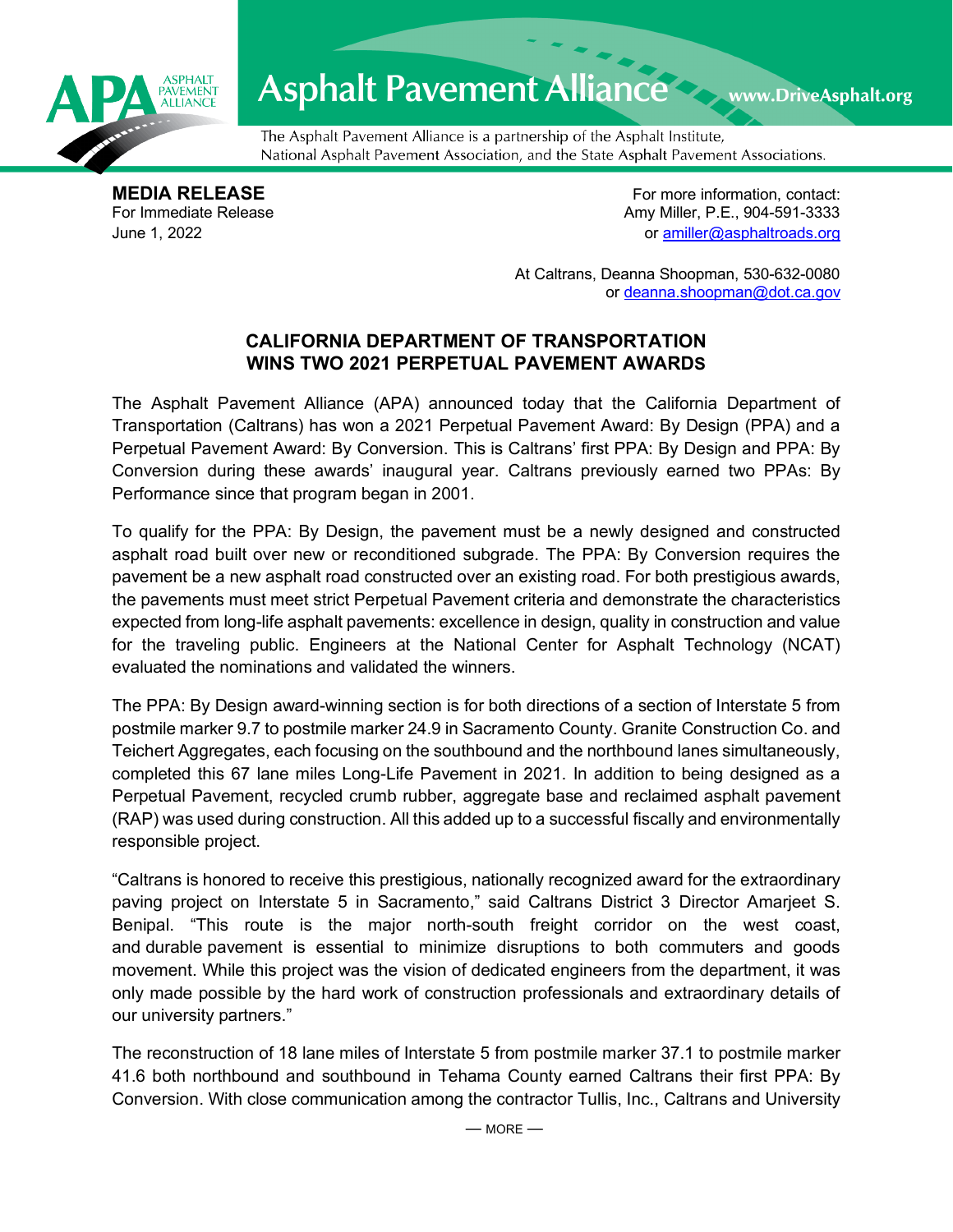Asphalt Pavement Alliance

www.DriveAsphalt.org

The Asphalt Pavement Alliance is a partnership of the Asphalt Institute, National Asphalt Pavement Association, and the State Asphalt Pavement Associations.

**MEDIA RELEASE**
For Immediate Release
June 1, 2022

For more information, contact:
Amy Miller, P.E., 904-591-3333
or amiller@asphaltroads.org

At Caltrans, Deanna Shoopman, 530-632-0080
or deanna.shoopman@dot.ca.gov

## CALIFORNIA DEPARTMENT OF TRANSPORTATION WINS TWO 2021 PERPETUAL PAVEMENT AWARDS

The Asphalt Pavement Alliance (APA) announced today that the California Department of Transportation (Caltrans) has won a 2021 Perpetual Pavement Award: By Design (PPA) and a Perpetual Pavement Award: By Conversion. This is Caltrans' first PPA: By Design and PPA: By Conversion during these awards' inaugural year. Caltrans previously earned two PPAs: By Performance since that program began in 2001.

To qualify for the PPA: By Design, the pavement must be a newly designed and constructed asphalt road built over new or reconditioned subgrade. The PPA: By Conversion requires the pavement be a new asphalt road constructed over an existing road. For both prestigious awards, the pavements must meet strict Perpetual Pavement criteria and demonstrate the characteristics expected from long-life asphalt pavements: excellence in design, quality in construction and value for the traveling public. Engineers at the National Center for Asphalt Technology (NCAT) evaluated the nominations and validated the winners.

The PPA: By Design award-winning section is for both directions of a section of Interstate 5 from postmile marker 9.7 to postmile marker 24.9 in Sacramento County. Granite Construction Co. and Teichert Aggregates, each focusing on the southbound and the northbound lanes simultaneously, completed this 67 lane miles Long-Life Pavement in 2021. In addition to being designed as a Perpetual Pavement, recycled crumb rubber, aggregate base and reclaimed asphalt pavement (RAP) was used during construction. All this added up to a successful fiscally and environmentally responsible project.

"Caltrans is honored to receive this prestigious, nationally recognized award for the extraordinary paving project on Interstate 5 in Sacramento," said Caltrans District 3 Director Amarjeet S. Benipal. "This route is the major north-south freight corridor on the west coast, and durable pavement is essential to minimize disruptions to both commuters and goods movement. While this project was the vision of dedicated engineers from the department, it was only made possible by the hard work of construction professionals and extraordinary details of our university partners."

The reconstruction of 18 lane miles of Interstate 5 from postmile marker 37.1 to postmile marker 41.6 both northbound and southbound in Tehama County earned Caltrans their first PPA: By Conversion. With close communication among the contractor Tullis, Inc., Caltrans and University

— MORE —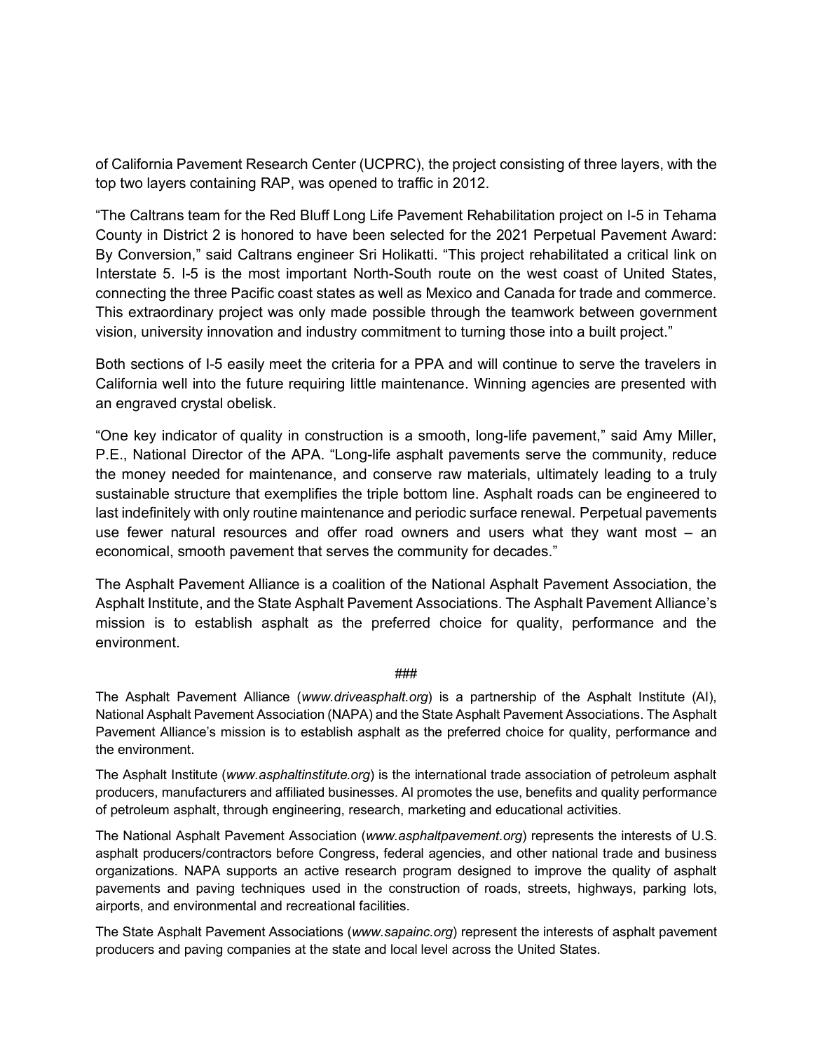of California Pavement Research Center (UCPRC), the project consisting of three layers, with the top two layers containing RAP, was opened to traffic in 2012.

“The Caltrans team for the Red Bluff Long Life Pavement Rehabilitation project on I-5 in Tehama County in District 2 is honored to have been selected for the 2021 Perpetual Pavement Award: By Conversion,” said Caltrans engineer Sri Holikatti. “This project rehabilitated a critical link on Interstate 5. I-5 is the most important North-South route on the west coast of United States, connecting the three Pacific coast states as well as Mexico and Canada for trade and commerce. This extraordinary project was only made possible through the teamwork between government vision, university innovation and industry commitment to turning those into a built project.”

Both sections of I-5 easily meet the criteria for a PPA and will continue to serve the travelers in California well into the future requiring little maintenance. Winning agencies are presented with an engraved crystal obelisk.

“One key indicator of quality in construction is a smooth, long-life pavement,” said Amy Miller, P.E., National Director of the APA. “Long-life asphalt pavements serve the community, reduce the money needed for maintenance, and conserve raw materials, ultimately leading to a truly sustainable structure that exemplifies the triple bottom line. Asphalt roads can be engineered to last indefinitely with only routine maintenance and periodic surface renewal. Perpetual pavements use fewer natural resources and offer road owners and users what they want most – an economical, smooth pavement that serves the community for decades.”

The Asphalt Pavement Alliance is a coalition of the National Asphalt Pavement Association, the Asphalt Institute, and the State Asphalt Pavement Associations. The Asphalt Pavement Alliance’s mission is to establish asphalt as the preferred choice for quality, performance and the environment.

###

The Asphalt Pavement Alliance (*www.driveasphalt.org*) is a partnership of the Asphalt Institute (AI), National Asphalt Pavement Association (NAPA) and the State Asphalt Pavement Associations. The Asphalt Pavement Alliance’s mission is to establish asphalt as the preferred choice for quality, performance and the environment.

The Asphalt Institute (*www.asphaltinstitute.org*) is the international trade association of petroleum asphalt producers, manufacturers and affiliated businesses. AI promotes the use, benefits and quality performance of petroleum asphalt, through engineering, research, marketing and educational activities.

The National Asphalt Pavement Association (*www.asphaltpavement.org*) represents the interests of U.S. asphalt producers/contractors before Congress, federal agencies, and other national trade and business organizations. NAPA supports an active research program designed to improve the quality of asphalt pavements and paving techniques used in the construction of roads, streets, highways, parking lots, airports, and environmental and recreational facilities.

The State Asphalt Pavement Associations (*www.sapainc.org*) represent the interests of asphalt pavement producers and paving companies at the state and local level across the United States.